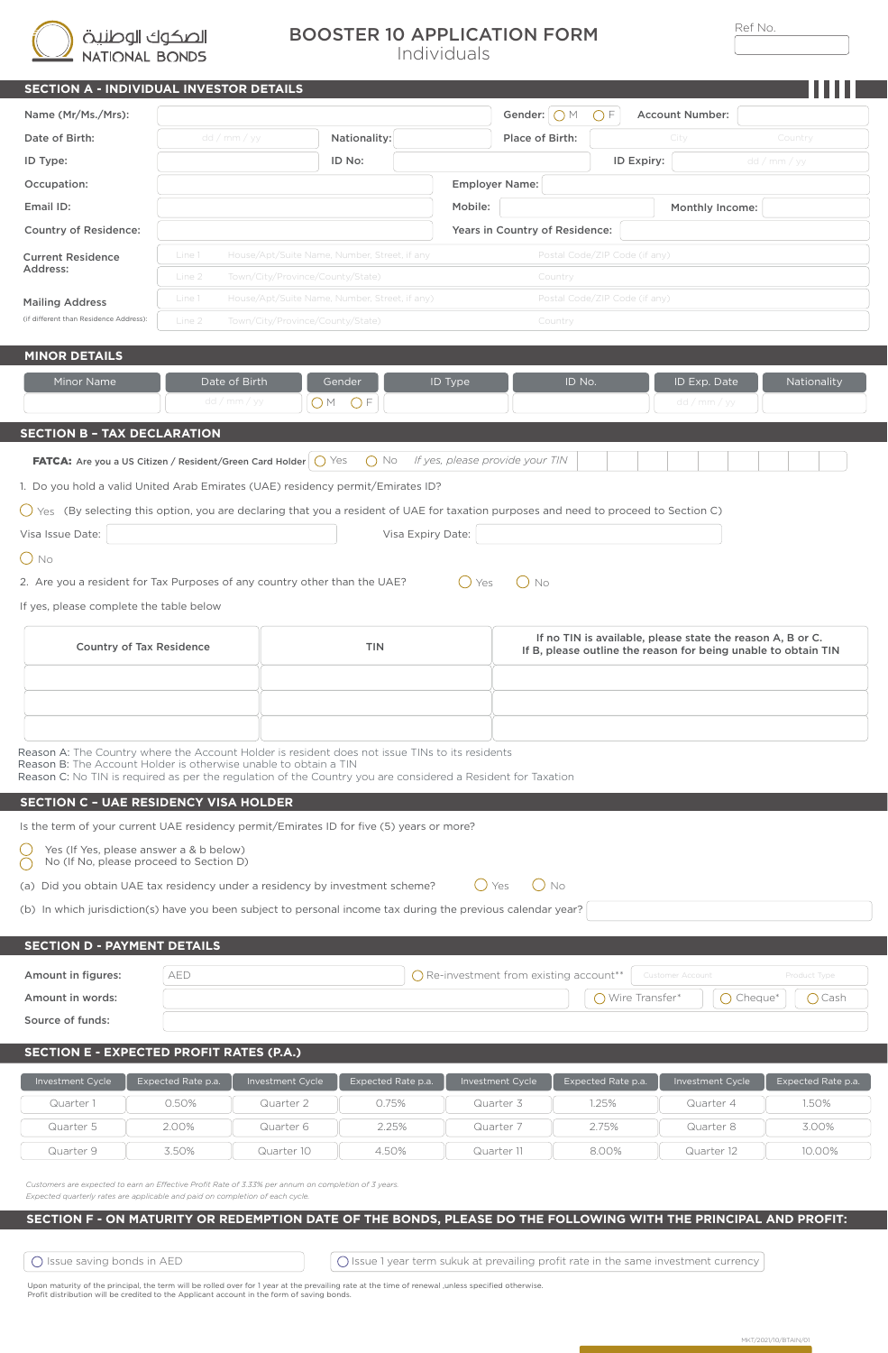الصكوك الوطنية
NATIONAL BONDS

# BOOSTER 10 APPLICATION FORM
Individuals

Ref No.

## SECTION A - INDIVIDUAL INVESTOR DETAILS

Name (Mr/Ms./Mrs): | Gender: ◯ M ◯ F | Account Number:

Date of Birth: dd / mm / yy | Nationality: | Place of Birth: City, Country

ID Type: | ID No: | ID Expiry: dd / mm / yy

Occupation: | Employer Name:

Email ID: | Mobile: | Monthly Income:

Country of Residence: | Years in Country of Residence:

Current Residence Address:
- Line 1 House/Apt/Suite Name, Number, Street, if any — Postal Code/ZIP Code (if any)
- Line 2 Town/City/Province/County/State) — Country

Mailing Address (if different than Residence Address):
- Line 1 House/Apt/Suite Name, Number, Street, if any) — Postal Code/ZIP Code (if any)
- Line 2 Town/City/Province/County/State) — Country

## MINOR DETAILS

| Minor Name | Date of Birth | Gender | ID Type | ID No. | ID Exp. Date | Nationality |
|---|---|---|---|---|---|---|
| | dd / mm / yy | ◯ M ◯ F | | | dd / mm / yy | |

## SECTION B - TAX DECLARATION

**FATCA:** Are you a US Citizen / Resident/Green Card Holder ◯ Yes ◯ No *If yes, please provide your TIN*

1. Do you hold a valid United Arab Emirates (UAE) residency permit/Emirates ID?

◯ Yes (By selecting this option, you are declaring that you a resident of UAE for taxation purposes and need to proceed to Section C)

Visa Issue Date: | Visa Expiry Date:

◯ No

2. Are you a resident for Tax Purposes of any country other than the UAE? ◯ Yes ◯ No

If yes, please complete the table below

| Country of Tax Residence | TIN | If no TIN is available, please state the reason A, B or C. If B, please outline the reason for being unable to obtain TIN |
|---|---|---|
| | | |
| | | |
| | | |

Reason A: The Country where the Account Holder is resident does not issue TINs to its residents
Reason B: The Account Holder is otherwise unable to obtain a TIN
Reason C: No TIN is required as per the regulation of the Country you are considered a Resident for Taxation

## SECTION C - UAE RESIDENCY VISA HOLDER

Is the term of your current UAE residency permit/Emirates ID for five (5) years or more?

◯ Yes (If Yes, please answer a & b below)
◯ No (If No, please proceed to Section D)

(a) Did you obtain UAE tax residency under a residency by investment scheme? ◯ Yes ◯ No

(b) In which jurisdiction(s) have you been subject to personal income tax during the previous calendar year?

## SECTION D - PAYMENT DETAILS

Amount in figures: AED | ◯ Re-investment from existing account** (Customer Account, Product Type)

Amount in words: | ◯ Wire Transfer* ◯ Cheque* ◯ Cash

Source of funds:

## SECTION E - EXPECTED PROFIT RATES (P.A.)

| Investment Cycle | Expected Rate p.a. | Investment Cycle | Expected Rate p.a. | Investment Cycle | Expected Rate p.a. | Investment Cycle | Expected Rate p.a. |
|---|---|---|---|---|---|---|---|
| Quarter 1 | 0.50% | Quarter 2 | 0.75% | Quarter 3 | 1.25% | Quarter 4 | 1.50% |
| Quarter 5 | 2.00% | Quarter 6 | 2.25% | Quarter 7 | 2.75% | Quarter 8 | 3.00% |
| Quarter 9 | 3.50% | Quarter 10 | 4.50% | Quarter 11 | 8.00% | Quarter 12 | 10.00% |

*Customers are expected to earn an Effective Profit Rate of 3.33% per annum on completion of 3 years.*
*Expected quarterly rates are applicable and paid on completion of each cycle.*

## SECTION F - ON MATURITY OR REDEMPTION DATE OF THE BONDS, PLEASE DO THE FOLLOWING WITH THE PRINCIPAL AND PROFIT:

◯ Issue saving bonds in AED

◯ Issue 1 year term sukuk at prevailing profit rate in the same investment currency

Upon maturity of the principal, the term will be rolled over for 1 year at the prevailing rate at the time of renewal ,unless specified otherwise.
Profit distribution will be credited to the Applicant account in the form of saving bonds.

MKT/2021/10/BTAIN/01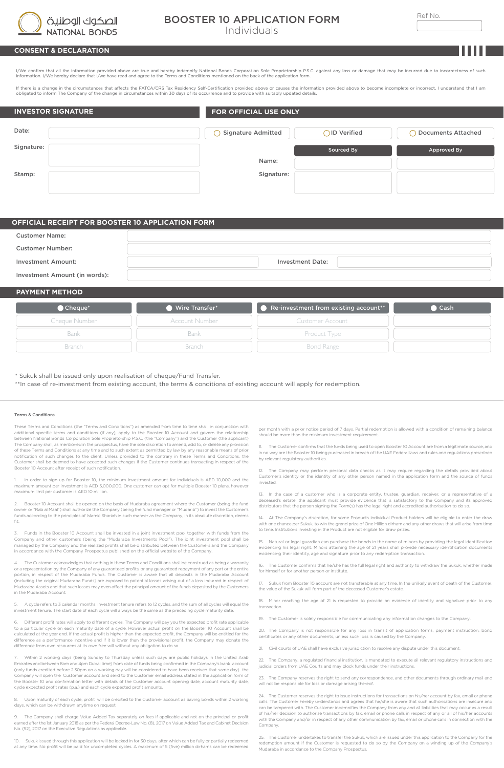الصكوك الوطنية
NATIONAL BONDS

# BOOSTER 10 APPLICATION FORM
Individuals

Ref No.

## CONSENT & DECLARATION

I/We confirm that all the information provided above are true and hereby indemnify National Bonds Corporation Sole Proprietorship P.S.C. against any loss or damage that may be incurred due to incorrectness of such information. I/We hereby declare that I/we have read and agree to the Terms and Conditions mentioned on the back of the application form.

If there is a change in the circumstances that affects the FATCA/CRS Tax Residency Self-Certification provided above or causes the information provided above to become incomplete or incorrect, I understand that I am obligated to inform The Company of the change in circumstances within 30 days of its occurrence and to provide with suitably updated details.

## INVESTOR SIGNATURE

Date:

Signature:

Stamp:

## FOR OFFICIAL USE ONLY

◯ Signature Admitted ◯ ID Verified ◯ Documents Attached

| | Sourced By | Approved By |
|---|---|---|
| Name: | | |
| Signature: | | |

## OFFICIAL RECEIPT FOR BOOSTER 10 APPLICATION FORM

Customer Name:

Customer Number:

Investment Amount: Investment Date:

Investment Amount (in words):

## PAYMENT METHOD

| Cheque* | Wire Transfer* | Re-investment from existing account** | Cash |
|---|---|---|---|
| Cheque Number | Account Number | Customer Account | |
| Bank | Bank | Product Type | |
| Branch | Branch | Bond Range | |

\* Sukuk shall be issued only upon realisation of cheque/Fund Transfer.

\*\*In case of re-investment from existing account, the terms & conditions of existing account will apply for redemption.

### Terms & Conditions

These Terms and Conditions (the "Terms and Conditions") as amended from time to time shall, in conjunction with additional specific terms and conditions (if any), apply to the Booster 10 Account and govern the relationship between National Bonds Corporation Sole Proprietorship P.S.C. (the "Company") and the Customer (the applicant) The Company shall, as mentioned in the prospectus, have the sole discretion to amend, add to, or delete any provision of these Terms and Conditions at any time and to such extent as permitted by law by any reasonable means of prior notification of such changes to the client. Unless provided to the contrary in these Terms and Conditions, the Customer shall be deemed to have accepted such changes if the Customer continues transacting in respect of the Booster 10 Account after receipt of such notification.

1. In order to sign up for Booster 10, the minimum Investment amount for individuals is AED 10,000 and the maximum amount per investment is AED 5,000,000. One customer can opt for multiple Booster 10 plans, however maximum limit per customer is AED 10 million.

2. Booster 10 Account shall be opened on the basis of Mudaraba agreement where the Customer (being the fund owner or "Rab al Maal") shall authorize the Company (being the fund manager or "Mudarib") to invest the Customer's funds according to the principles of Islamic Shariah in such manner as the Company, in its absolute discretion, deems fit.

3. Funds in the Booster 10 Account shall be invested in a joint investment pool together with funds from the Company and other customers (being the "Mudaraba Investments Pool"). The joint investment pool shall be managed by the Company and the realized profits shall be distributed between the Customers and the Company in accordance with the Company Prospectus published on the official website of the Company.

4. The Customer acknowledges that nothing in these Terms and Conditions shall be construed as being a warranty or a representation by the Company of any guaranteed profits, or any guaranteed repayment of any part or the entire portion, in respect of the Mudaraba Funds. The Customer is aware that all deposits in the Mudaraba Account (including the original Mudaraba Funds) are exposed to potential losses arising out of a loss incurred in respect of Mudaraba Assets and that such losses may even affect the principal amount of the funds deposited by the Customers in the Mudaraba Account.

5. A cycle refers to 3 calendar months, investment tenure refers to 12 cycles, and the sum of all cycles will equal the investment tenure. The start date of each cycle will always be the same as the preceding cycle maturity date.

6. Different profit rates will apply to different cycles. The Company will pay you the expected profit rate applicable to a particular cycle on each maturity date of a cycle. However actual profit on the Booster 10 Account shall be calculated at the year end. If the actual profit is higher than the expected profit, the Company will be entitled for the difference as a performance incentive and if it is lower than the provisional profit, the Company may donate the difference from own resources at its own free will without any obligation to do so.

7. Within 2 working days (being Sunday to Thursday unless such days are public holidays in the United Arab Emirates and between 8am and 4pm Dubai time) from date of funds being confirmed in the Company's bank account (only funds credited before 2:30pm on a working day will be considered to have been received that same day) the Company will open the Customer account and send to the Customer email address stated in the application form of the Booster 10 and confirmation letter with details of the Customer account opening date, account maturity date, cycle expected profit rates (p.a.) and each cycle expected profit amounts.

8. Upon maturity of each cycle, profit will be credited to the Customer account as Saving bonds within 2 working days, which can be withdrawn anytime on request.

9. The Company shall charge Value Added Tax separately on fees if applicable and not on the principal or profit earned after the 1st January 2018 as per the Federal Decree-Law No. (8), 2017 on Value Added Tax and Cabinet Decision No. (52), 2017 on the Executive Regulations as applicable.

10. Sukuk issued through this application will be locked in for 30 days, after which can be fully or partially redeemed at any time. No profit will be paid for uncompleted cycles. A maximum of 5 (five) million dirhams can be redeemed per month with a prior notice period of 7 days. Partial redemption is allowed with a condition of remaining balance should be more than the minimum investment requirement.

11. The Customer confirms that the funds being used to open Booster 10 Account are from a legitimate source, and in no way are the Booster 10 being purchased in breach of the UAE Federal laws and rules and regulations prescribed by relevant regulatory authorities.

12. The Company may perform personal data checks as it may require regarding the details provided about Customer's identity or the identity of any other person named in the application form and the source of funds invested.

13. In the case of a customer who is a corporate entity, trustee, guardian, receiver, or a representative of a deceased's estate, the applicant must provide evidence that is satisfactory to the Company and its approved distributors that the person signing the Form(s) has the legal right and accredited authorisation to do so.

14. At The Company's discretion, for some Products Individual Product holders will be eligible to enter the draw with one chance per Sukuk, to win the grand prize of One Million dirham and any other draws that will arise from time to time. Institutions investing in the Product are not eligible for draw prizes.

15. Natural or legal guardian can purchase the bonds in the name of minors by providing the legal identification evidencing his legal right. Minors attaining the age of 21 years shall provide necessary identification documents evidencing their identity, age and signature prior to any redemption transaction.

16. The Customer confirms that he/she has the full legal right and authority to withdraw the Sukuk, whether made for himself or for another person or institute.

17. Sukuk from Booster 10 account are not transferable at any time. In the unlikely event of death of the Customer, the value of the Sukuk will form part of the deceased Customer's estate.

18. Minor reaching the age of 21 is requested to provide an evidence of identity and signature prior to any transaction.

19. The Customer is solely responsible for communicating any information changes to the Company.

20. The Company is not responsible for any loss in transit of application forms, payment instruction, bond certificates or any other documents, unless such loss is caused by the Company.

21. Civil courts of UAE shall have exclusive jurisdiction to resolve any dispute under this document.

22. The Company, a regulated financial institution, is mandated to execute all relevant regulatory instructions and judicial orders from UAE Courts and may block funds under their instructions.

23. The Company reserves the right to send any correspondence, and other documents through ordinary mail and will not be responsible for loss or damage arising thereof.

24. The Customer reserves the right to issue instructions for transactions on his/her account by fax, email or phone calls. The Customer hereby understands and agrees that he/she is aware that such authorisations are insecure and can be tampered with. The Customer indemnifies the Company from any and all liabilities that may occur as a result of his/her decision to authorise transactions by fax, email or phone calls in respect of any or all of his/her accounts with the Company and/or in respect of any other communication by fax, email or phone calls in connection with the Company.

25. The Customer undertakes to transfer the Sukuk, which are issued under this application to the Company for the redemption amount if the Customer is requested to do so by the Company on a winding up of the Company's Mudaraba in accordance to the Company Prospectus.